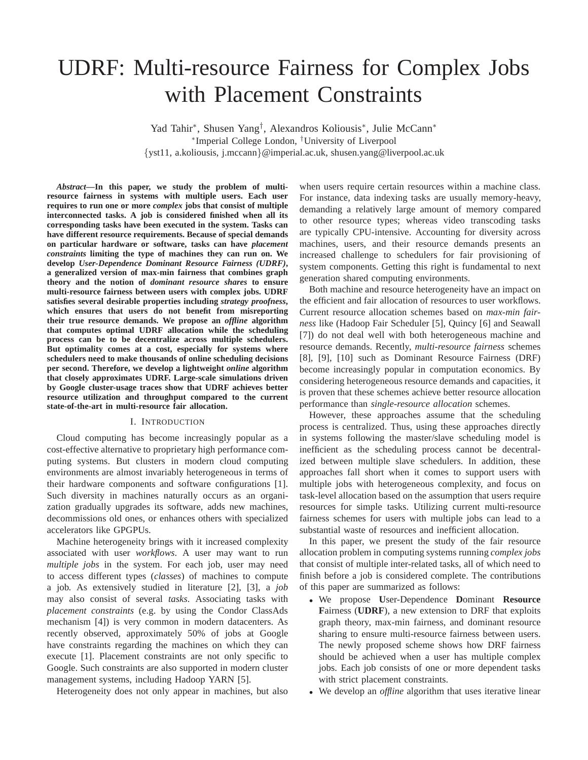# UDRF: Multi-resource Fairness for Complex Jobs with Placement Constraints

Yad Tahir*, Shusen Yang†, Alexandros Koliousis*, Julie McCann*

*Imperial College London, †University of Liverpool

{yst11, a.koliousis, j.mccann}@imperial.ac.uk, shusen.yang@liverpool.ac.uk

***Abstract*—In this paper, we study the problem of multi-resource fairness in systems with multiple users. Each user requires to run one or more *complex* jobs that consist of multiple interconnected tasks. A job is considered finished when all its corresponding tasks have been executed in the system. Tasks can have different resource requirements. Because of special demands on particular hardware or software, tasks can have *placement constraints* limiting the type of machines they can run on. We develop *User-Dependence Dominant Resource Fairness (UDRF)*, a generalized version of max-min fairness that combines graph theory and the notion of *dominant resource shares* to ensure multi-resource fairness between users with complex jobs. UDRF satisfies several desirable properties including *strategy proofness*, which ensures that users do not benefit from misreporting their true resource demands. We propose an *offline* algorithm that computes optimal UDRF allocation while the scheduling process can be to be decentralize across multiple schedulers. But optimality comes at a cost, especially for systems where schedulers need to make thousands of online scheduling decisions per second. Therefore, we develop a lightweight *online* algorithm that closely approximates UDRF. Large-scale simulations driven by Google cluster-usage traces show that UDRF achieves better resource utilization and throughput compared to the current state-of-the-art in multi-resource fair allocation.**

## I. Introduction

Cloud computing has become increasingly popular as a cost-effective alternative to proprietary high performance computing systems. But clusters in modern cloud computing environments are almost invariably heterogeneous in terms of their hardware components and software configurations [1]. Such diversity in machines naturally occurs as an organization gradually upgrades its software, adds new machines, decommissions old ones, or enhances others with specialized accelerators like GPGPUs.

Machine heterogeneity brings with it increased complexity associated with user *workflows*. A user may want to run *multiple jobs* in the system. For each job, user may need to access different types (*classes*) of machines to compute a job. As extensively studied in literature [2], [3], a *job* may also consist of several *tasks*. Associating tasks with *placement constraints* (e.g. by using the Condor ClassAds mechanism [4]) is very common in modern datacenters. As recently observed, approximately 50% of jobs at Google have constraints regarding the machines on which they can execute [1]. Placement constraints are not only specific to Google. Such constraints are also supported in modern cluster management systems, including Hadoop YARN [5].

Heterogeneity does not only appear in machines, but also when users require certain resources within a machine class. For instance, data indexing tasks are usually memory-heavy, demanding a relatively large amount of memory compared to other resource types; whereas video transcoding tasks are typically CPU-intensive. Accounting for diversity across machines, users, and their resource demands presents an increased challenge to schedulers for fair provisioning of system components. Getting this right is fundamental to next generation shared computing environments.

Both machine and resource heterogeneity have an impact on the efficient and fair allocation of resources to user workflows. Current resource allocation schemes based on *max-min fairness* like (Hadoop Fair Scheduler [5], Quincy [6] and Seawall [7]) do not deal well with both heterogeneous machine and resource demands. Recently, *multi-resource fairness* schemes [8], [9], [10] such as Dominant Resource Fairness (DRF) become increasingly popular in computation economics. By considering heterogeneous resource demands and capacities, it is proven that these schemes achieve better resource allocation performance than *single-resource allocation* schemes.

However, these approaches assume that the scheduling process is centralized. Thus, using these approaches directly in systems following the master/slave scheduling model is inefficient as the scheduling process cannot be decentralized between multiple slave schedulers. In addition, these approaches fall short when it comes to support users with multiple jobs with heterogeneous complexity, and focus on task-level allocation based on the assumption that users require resources for simple tasks. Utilizing current multi-resource fairness schemes for users with multiple jobs can lead to a substantial waste of resources and inefficient allocation.

In this paper, we present the study of the fair resource allocation problem in computing systems running *complex jobs* that consist of multiple inter-related tasks, all of which need to finish before a job is considered complete. The contributions of this paper are summarized as follows:

- We propose **U**ser-Dependence **D**ominant **Resource F**airness (**UDRF**), a new extension to DRF that exploits graph theory, max-min fairness, and dominant resource sharing to ensure multi-resource fairness between users. The newly proposed scheme shows how DRF fairness should be achieved when a user has multiple complex jobs. Each job consists of one or more dependent tasks with strict placement constraints.
- We develop an *offline* algorithm that uses iterative linear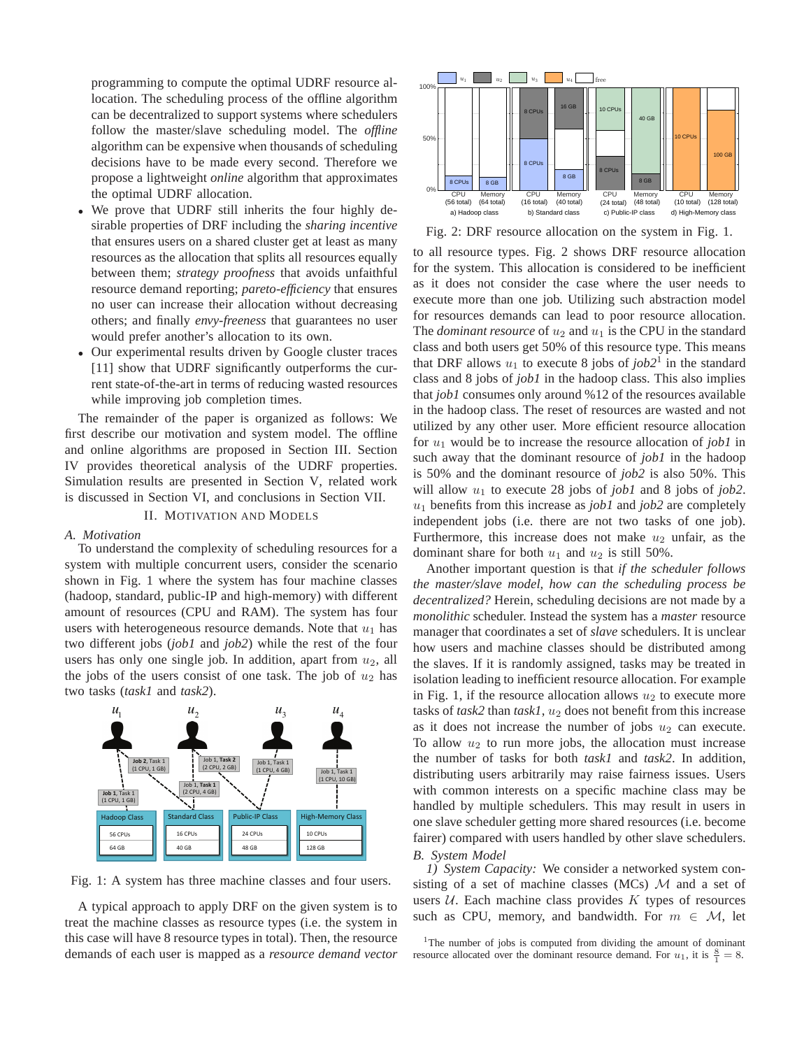programming to compute the optimal UDRF resource allocation. The scheduling process of the offline algorithm can be decentralized to support systems where schedulers follow the master/slave scheduling model. The *offline* algorithm can be expensive when thousands of scheduling decisions have to be made every second. Therefore we propose a lightweight *online* algorithm that approximates the optimal UDRF allocation.

- We prove that UDRF still inherits the four highly desirable properties of DRF including the *sharing incentive* that ensures users on a shared cluster get at least as many resources as the allocation that splits all resources equally between them; *strategy proofness* that avoids unfaithful resource demand reporting; *pareto-efficiency* that ensures no user can increase their allocation without decreasing others; and finally *envy-freeness* that guarantees no user would prefer another's allocation to its own.
- Our experimental results driven by Google cluster traces [11] show that UDRF significantly outperforms the current state-of-the-art in terms of reducing wasted resources while improving job completion times.

The remainder of the paper is organized as follows: We first describe our motivation and system model. The offline and online algorithms are proposed in Section III. Section IV provides theoretical analysis of the UDRF properties. Simulation results are presented in Section V, related work is discussed in Section VI, and conclusions in Section VII.

## II. Motivation and Models

### A. Motivation

To understand the complexity of scheduling resources for a system with multiple concurrent users, consider the scenario shown in Fig. 1 where the system has four machine classes (hadoop, standard, public-IP and high-memory) with different amount of resources (CPU and RAM). The system has four users with heterogeneous resource demands. Note that $u_1$ has two different jobs (*job1* and *job2*) while the rest of the four users has only one single job. In addition, apart from $u_2$, all the jobs of the users consist of one task. The job of $u_2$ has two tasks (*task1* and *task2*).

Fig. 1: A system has three machine classes and four users.

A typical approach to apply DRF on the given system is to treat the machine classes as resource types (i.e. the system in this case will have 8 resource types in total). Then, the resource demands of each user is mapped as a *resource demand vector* to all resource types. Fig. 2 shows DRF resource allocation for the system. This allocation is considered to be inefficient as it does not consider the case where the user needs to execute more than one job. Utilizing such abstraction model for resources demands can lead to poor resource allocation. The *dominant resource* of $u_2$ and $u_1$ is the CPU in the standard class and both users get 50% of this resource type. This means that DRF allows $u_1$ to execute 8 jobs of *job2*[1] in the standard class and 8 jobs of *job1* in the hadoop class. This also implies that *job1* consumes only around %12 of the resources available in the hadoop class. The reset of resources are wasted and not utilized by any other user. More efficient resource allocation for $u_1$ would be to increase the resource allocation of *job1* in such away that the dominant resource of *job1* in the hadoop is 50% and the dominant resource of *job2* is also 50%. This will allow $u_1$ to execute 28 jobs of *job1* and 8 jobs of *job2*. $u_1$ benefits from this increase as *job1* and *job2* are completely independent jobs (i.e. there are not two tasks of one job). Furthermore, this increase does not make $u_2$ unfair, as the dominant share for both $u_1$ and $u_2$ is still 50%.

Fig. 2: DRF resource allocation on the system in Fig. 1.

Another important question is that *if the scheduler follows the master/slave model, how can the scheduling process be decentralized?* Herein, scheduling decisions are not made by a *monolithic* scheduler. Instead the system has a *master* resource manager that coordinates a set of *slave* schedulers. It is unclear how users and machine classes should be distributed among the slaves. If it is randomly assigned, tasks may be treated in isolation leading to inefficient resource allocation. For example in Fig. 1, if the resource allocation allows $u_2$ to execute more tasks of *task2* than *task1*, $u_2$ does not benefit from this increase as it does not increase the number of jobs $u_2$ can execute. To allow $u_2$ to run more jobs, the allocation must increase the number of tasks for both *task1* and *task2*. In addition, distributing users arbitrarily may raise fairness issues. Users with common interests on a specific machine class may be handled by multiple schedulers. This may result in users in one slave scheduler getting more shared resources (i.e. become fairer) compared with users handled by other slave schedulers.

### B. System Model

*1) System Capacity:* We consider a networked system consisting of a set of machine classes (MCs) $\mathcal{M}$ and a set of users $\mathcal{U}$. Each machine class provides $K$ types of resources such as CPU, memory, and bandwidth. For $m \in \mathcal{M}$, let

[1] The number of jobs is computed from dividing the amount of dominant resource allocated over the dominant resource demand. For $u_1$, it is $\frac{8}{1} = 8$.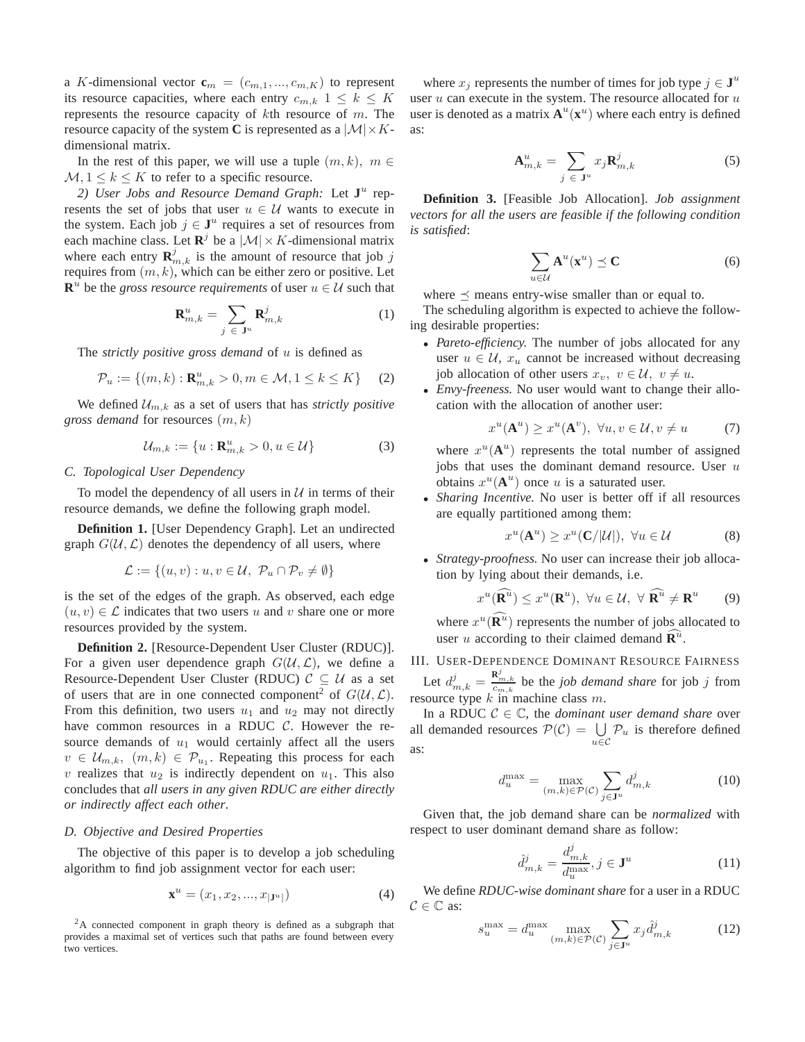a $K$-dimensional vector $\mathbf{c}_m = (c_{m,1}, ..., c_{m,K})$ to represent its resource capacities, where each entry $c_{m,k}$ $1 \leq k \leq K$ represents the resource capacity of $k$th resource of $m$. The resource capacity of the system $\mathbf{C}$ is represented as a $|\mathcal{M}| \times K$-dimensional matrix.

In the rest of this paper, we will use a tuple $(m, k),\ m \in \mathcal{M}, 1 \leq k \leq K$ to refer to a specific resource.

*2) User Jobs and Resource Demand Graph:* Let $\mathbf{J}^u$ represents the set of jobs that user $u \in \mathcal{U}$ wants to execute in the system. Each job $j \in \mathbf{J}^u$ requires a set of resources from each machine class. Let $\mathbf{R}^j$ be a $|\mathcal{M}| \times K$-dimensional matrix where each entry $\mathbf{R}^j_{m,k}$ is the amount of resource that job $j$ requires from $(m, k)$, which can be either zero or positive. Let $\mathbf{R}^u$ be the *gross resource requirements* of user $u \in \mathcal{U}$ such that

$$\mathbf{R}^u_{m,k} = \sum_{j\ \in\ \mathbf{J}^u} \mathbf{R}^j_{m,k} \tag{1}$$

The *strictly positive gross demand* of $u$ is defined as

$$\mathcal{P}_u := \{(m, k) : \mathbf{R}^u_{m,k} > 0, m \in \mathcal{M}, 1 \leq k \leq K\} \tag{2}$$

We defined $\mathcal{U}_{m,k}$ as a set of users that has *strictly positive gross demand* for resources $(m, k)$

$$\mathcal{U}_{m,k} := \{u : \mathbf{R}^u_{m,k} > 0, u \in \mathcal{U}\} \tag{3}$$

### C. Topological User Dependency

To model the dependency of all users in $\mathcal{U}$ in terms of their resource demands, we define the following graph model.

**Definition 1.** [User Dependency Graph]. Let an undirected graph $G(\mathcal{U}, \mathcal{L})$ denotes the dependency of all users, where

$$\mathcal{L} := \{(u, v) : u, v \in \mathcal{U},\ \mathcal{P}_u \cap \mathcal{P}_v \neq \emptyset\}$$

is the set of the edges of the graph. As observed, each edge $(u, v) \in \mathcal{L}$ indicates that two users $u$ and $v$ share one or more resources provided by the system.

**Definition 2.** [Resource-Dependent User Cluster (RDUC)]. For a given user dependence graph $G(\mathcal{U}, \mathcal{L})$, we define a Resource-Dependent User Cluster (RDUC) $\mathcal{C} \subseteq \mathcal{U}$ as a set of users that are in one connected component[2] of $G(\mathcal{U}, \mathcal{L})$. From this definition, two users $u_1$ and $u_2$ may not directly have common resources in a RDUC $\mathcal{C}$. However the resource demands of $u_1$ would certainly affect all the users $v \in \mathcal{U}_{m,k},\ (m, k) \in \mathcal{P}_{u_1}$. Repeating this process for each $v$ realizes that $u_2$ is indirectly dependent on $u_1$. This also concludes that *all users in any given RDUC are either directly or indirectly affect each other*.

### D. Objective and Desired Properties

The objective of this paper is to develop a job scheduling algorithm to find job assignment vector for each user:

$$\mathbf{x}^u = (x_1, x_2, ..., x_{|\mathbf{J}^u|}) \tag{4}$$

[2] A connected component in graph theory is defined as a subgraph that provides a maximal set of vertices such that paths are found between every two vertices.

where $x_j$ represents the number of times for job type $j \in \mathbf{J}^u$ user $u$ can execute in the system. The resource allocated for $u$ user is denoted as a matrix $\mathbf{A}^u(\mathbf{x}^u)$ where each entry is defined as:

$$\mathbf{A}^u_{m,k} = \sum_{j\ \in\ \mathbf{J}^u} x_j \mathbf{R}^j_{m,k} \tag{5}$$

**Definition 3.** [Feasible Job Allocation]. *Job assignment vectors for all the users are feasible if the following condition is satisfied*:

$$\sum_{u \in \mathcal{U}} \mathbf{A}^u(\mathbf{x}^u) \preceq \mathbf{C} \tag{6}$$

where $\preceq$ means entry-wise smaller than or equal to.

The scheduling algorithm is expected to achieve the following desirable properties:

- *Pareto-efficiency.* The number of jobs allocated for any user $u \in \mathcal{U}$, $x_u$ cannot be increased without decreasing job allocation of other users $x_v,\ v \in \mathcal{U},\ v \neq u$.
- *Envy-freeness.* No user would want to change their allocation with the allocation of another user:
$$x^u(\mathbf{A}^u) \geq x^u(\mathbf{A}^v),\ \forall u, v \in \mathcal{U}, v \neq u \tag{7}$$
where $x^u(\mathbf{A}^u)$ represents the total number of assigned jobs that uses the dominant demand resource. User $u$ obtains $x^u(\mathbf{A}^u)$ once $u$ is a saturated user.
- *Sharing Incentive.* No user is better off if all resources are equally partitioned among them:
$$x^u(\mathbf{A}^u) \geq x^u(\mathbf{C}/|\mathcal{U}|),\ \forall u \in \mathcal{U} \tag{8}$$
- *Strategy-proofness.* No user can increase their job allocation by lying about their demands, i.e.
$$x^u(\widehat{\mathbf{R}^u}) \leq x^u(\mathbf{R}^u),\ \forall u \in \mathcal{U},\ \forall\ \widehat{\mathbf{R}^u} \neq \mathbf{R}^u \tag{9}$$
where $x^u(\widehat{\mathbf{R}^u})$ represents the number of jobs allocated to user $u$ according to their claimed demand $\widehat{\mathbf{R}^u}$.

## III. User-Dependence Dominant Resource Fairness

Let $d^j_{m,k} = \frac{\mathbf{R}^j_{m,k}}{c_{m,k}}$ be the *job demand share* for job $j$ from resource type $k$ in machine class $m$.

In a RDUC $\mathcal{C} \in \mathbb{C}$, the *dominant user demand share* over all demanded resources $\mathcal{P}(\mathcal{C}) = \bigcup_{u \in \mathcal{C}} \mathcal{P}_u$ is therefore defined as:

$$d^{\max}_u = \max_{(m,k) \in \mathcal{P}(\mathcal{C})} \sum_{j \in \mathbf{J}^u} d^j_{m,k} \tag{10}$$

Given that, the job demand share can be *normalized* with respect to user dominant demand share as follow:

$$\hat{d}^j_{m,k} = \frac{d^j_{m,k}}{d^{\max}_u}, j \in \mathbf{J}^u \tag{11}$$

We define *RDUC-wise dominant share* for a user in a RDUC $\mathcal{C} \in \mathbb{C}$ as:

$$s^{\max}_u = d^{\max}_u \max_{(m,k) \in \mathcal{P}(\mathcal{C})} \sum_{j \in \mathbf{J}^u} x_j \hat{d}^j_{m,k} \tag{12}$$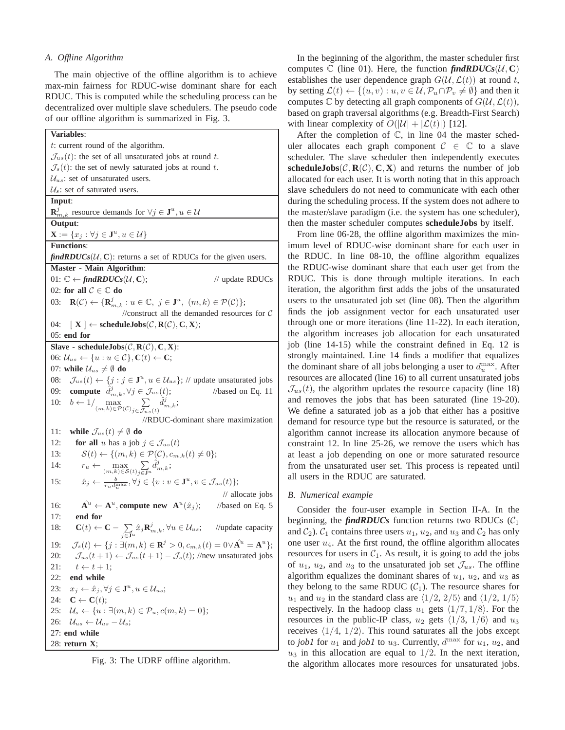### A. Offline Algorithm

The main objective of the offline algorithm is to achieve max-min fairness for RDUC-wise dominant share for each RDUC. This is computed while the scheduling process can be decentralized over multiple slave schedulers. The pseudo code of our offline algorithm is summarized in Fig. 3.

```
Variables:
t: current round of the algorithm.
J_us(t): the set of all unsaturated jobs at round t.
J_s(t): the set of newly saturated jobs at round t.
U_us: set of unsaturated users.
U_s: set of saturated users.
-----------------------------------------------------------------
Input:
R^j_{m,k} resource demands for ∀j ∈ J^u, u ∈ U
-----------------------------------------------------------------
Output:
X := {x_j : ∀j ∈ J^u, u ∈ U}
-----------------------------------------------------------------
Functions:
findRDUCs(U, C): returns a set of RDUCs for the given users.
-----------------------------------------------------------------
Master - Main Algorithm:
01: ℂ ← findRDUCs(U, C);                         // update RDUCs
02: for all C ∈ ℂ do
03:   R(C) ← {R^j_{m,k} : u ∈ ℂ, j ∈ J^u, (m,k) ∈ P(C)};
                     //construct all the demanded resources for C
04:   [ X ] ← scheduleJobs(C, R(C), C, X);
05: end for
-----------------------------------------------------------------
Slave - scheduleJobs(C, R(C), C, X):
06: U_us ← {u : u ∈ C}, C(t) ← C;
07: while U_us ≠ ∅ do
08:   J_us(t) ← {j : j ∈ J^u, u ∈ U_us}; // update unsaturated jobs
09:   compute d̂^j_{m,k}, ∀j ∈ J_us(t);              //based on Eq. 11
10:   b ← 1 / max_{(m,k)∈P(C)} Σ_{j∈J_us(t)} d̂^j_{m,k};
                               //RDUC-dominant share maximization
11:   while J_us(t) ≠ ∅ do
12:     for all u has a job j ∈ J_us(t)
13:       S(t) ← {(m,k) ∈ P(C), c_{m,k}(t) ≠ 0};
14:       r_u ← max_{(m,k)∈S(t)} Σ_{j∈J^u} d̂^j_{m,k};
15:       x̂_j ← b / (r_u d_u^max), ∀j ∈ {v : v ∈ J^u, v ∈ J_us(t)};
                                                   // allocate jobs
16:       Â^u ← A^u, compute new A^u(x̂_j);         //based on Eq. 5
17:     end for
18:     C(t) ← C − Σ_{j∈J^u} x̂_j R^j_{m,k}, ∀u ∈ U_us;  //update capacity
19:     J_s(t) ← {j : ∃(m,k) ∈ R^j > 0, c_{m,k}(t) = 0 ∨ Â^u = A^u};
20:     J_us(t+1) ← J_us(t+1) − J_s(t); //new unsaturated jobs
21:     t ← t + 1;
22:   end while
23:   x_j ← x̂_j, ∀j ∈ J^u, u ∈ U_us;
24:   C ← C(t);
25:   U_s ← {u : ∃(m,k) ∈ P_u, c(m,k) = 0};
26:   U_us ← U_us − U_s;
27: end while
28: return X;
```

Fig. 3: The UDRF offline algorithm.

In the beginning of the algorithm, the master scheduler first computes $\mathbb{C}$ (line 01). Here, the function ***findRDUCs***$(\mathcal{U}, \mathbf{C})$ establishes the user dependence graph $G(\mathcal{U}, \mathcal{L}(t))$ at round $t$, by setting $\mathcal{L}(t) \leftarrow \{(u, v) : u, v \in \mathcal{U}, \mathcal{P}_u \cap \mathcal{P}_v \neq \emptyset\}$ and then it computes $\mathbb{C}$ by detecting all graph components of $G(\mathcal{U}, \mathcal{L}(t))$, based on graph traversal algorithms (e.g. Breadth-First Search) with linear complexity of $O(|\mathcal{U}| + |\mathcal{L}(t)|)$ [12].

After the completion of $\mathbb{C}$, in line 04 the master scheduler allocates each graph component $\mathcal{C} \in \mathbb{C}$ to a slave scheduler. The slave scheduler then independently executes **scheduleJobs**$(\mathcal{C}, \mathbf{R}(\mathcal{C}), \mathbf{C}, \mathbf{X})$ and returns the number of job allocated for each user. It is worth noting that in this approach slave schedulers do not need to communicate with each other during the scheduling process. If the system does not adhere to the master/slave paradigm (i.e. the system has one scheduler), then the master scheduler computes **scheduleJobs** by itself.

From line 06-28, the offline algorithm maximizes the minimum level of RDUC-wise dominant share for each user in the RDUC. In line 08-10, the offline algorithm equalizes the RDUC-wise dominant share that each user get from the RDUC. This is done through multiple iterations. In each iteration, the algorithm first adds the jobs of the unsaturated users to the unsaturated job set (line 08). Then the algorithm finds the job assignment vector for each unsaturated user through one or more iterations (line 11-22). In each iteration, the algorithm increases job allocation for each unsaturated job (line 14-15) while the constraint defined in Eq. 12 is strongly maintained. Line 14 finds a modifier that equalizes the dominant share of all jobs belonging a user to $d_u^{\max}$. After resources are allocated (line 16) to all current unsaturated jobs $\mathcal{J}_{us}(t)$, the algorithm updates the resource capacity (line 18) and removes the jobs that has been saturated (line 19-20). We define a saturated job as a job that either has a positive demand for resource type but the resource is saturated, or the algorithm cannot increase its allocation anymore because of constraint 12. In line 25-26, we remove the users which has at least a job depending on one or more saturated resource from the unsaturated user set. This process is repeated until all users in the RDUC are saturated.

### B. Numerical example

Consider the four-user example in Section II-A. In the beginning, the ***findRDUCs*** function returns two RDUCs ($\mathcal{C}_1$ and $\mathcal{C}_2$). $\mathcal{C}_1$ contains three users $u_1$, $u_2$, and $u_3$ and $\mathcal{C}_2$ has only one user $u_4$. At the first round, the offline algorithm allocates resources for users in $\mathcal{C}_1$. As result, it is going to add the jobs of $u_1$, $u_2$, and $u_3$ to the unsaturated job set $\mathcal{J}_{us}$. The offline algorithm equalizes the dominant shares of $u_1$, $u_2$, and $u_3$ as they belong to the same RDUC ($\mathcal{C}_1$). The resource shares for $u_1$ and $u_2$ in the standard class are $\langle 1/2, 2/5\rangle$ and $\langle 1/2, 1/5\rangle$ respectively. In the hadoop class $u_1$ gets $\langle 1/7, 1/8\rangle$. For the resources in the public-IP class, $u_2$ gets $\langle 1/3, 1/6\rangle$ and $u_3$ receives $\langle 1/4, 1/2\rangle$. This round saturates all the jobs except to *job1* for $u_1$ and *job1* to $u_3$. Currently, $d^{\max}$ for $u_1$, $u_2$, and $u_3$ in this allocation are equal to $1/2$. In the next iteration, the algorithm allocates more resources for unsaturated jobs.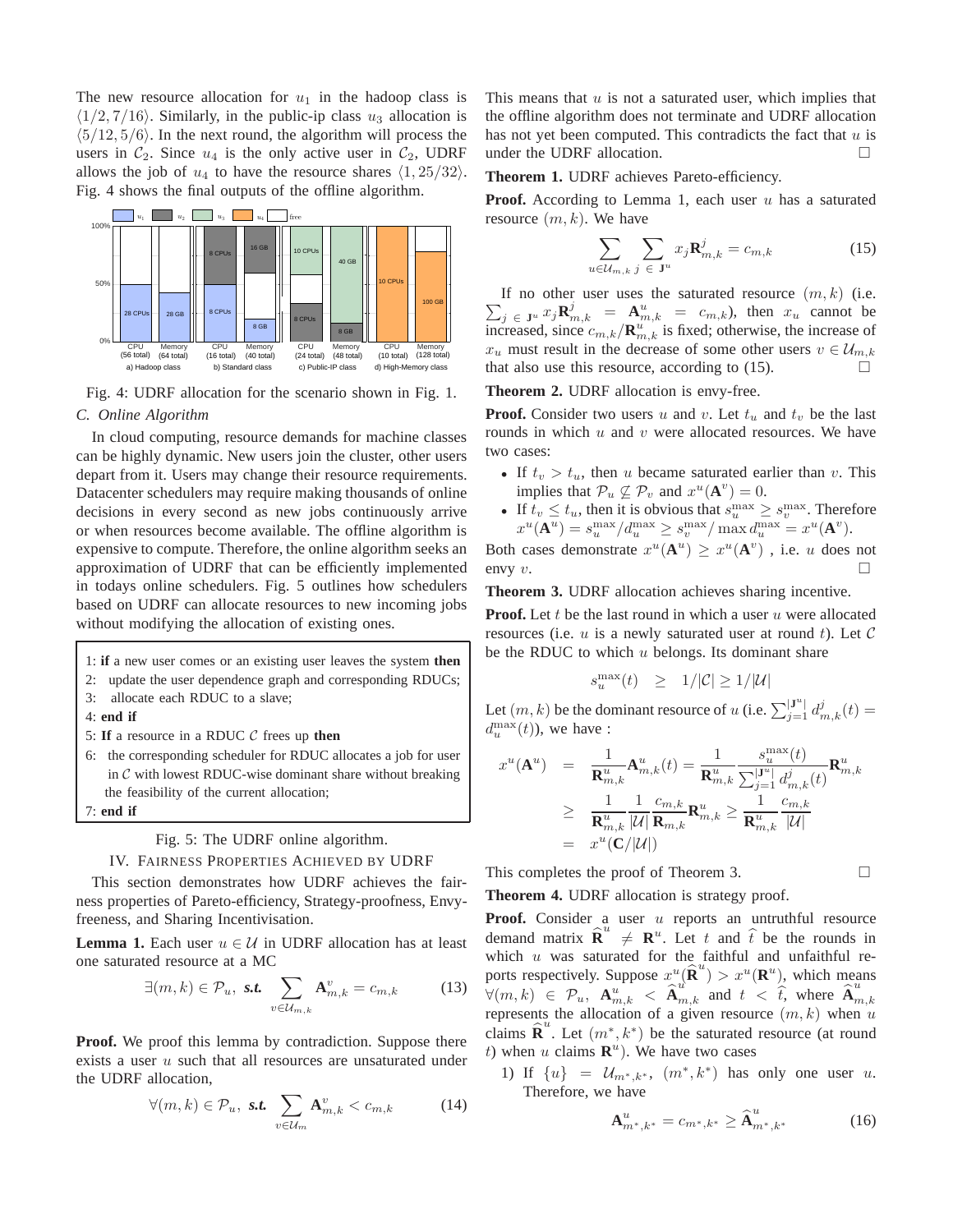The new resource allocation for $u_1$ in the hadoop class is $\langle 1/2, 7/16\rangle$. Similarly, in the public-ip class $u_3$ allocation is $\langle 5/12, 5/6\rangle$. In the next round, the algorithm will process the users in $\mathcal{C}_2$. Since $u_4$ is the only active user in $\mathcal{C}_2$, UDRF allows the job of $u_4$ to have the resource shares $\langle 1, 25/32\rangle$. Fig. 4 shows the final outputs of the offline algorithm.

Fig. 4: UDRF allocation for the scenario shown in Fig. 1.

### C. Online Algorithm

In cloud computing, resource demands for machine classes can be highly dynamic. New users join the cluster, other users depart from it. Users may change their resource requirements. Datacenter schedulers may require making thousands of online decisions in every second as new jobs continuously arrive or when resources become available. The offline algorithm is expensive to compute. Therefore, the online algorithm seeks an approximation of UDRF that can be efficiently implemented in todays online schedulers. Fig. 5 outlines how schedulers based on UDRF can allocate resources to new incoming jobs without modifying the allocation of existing ones.

```
1: if a new user comes or an existing user leaves the system then
2:   update the user dependence graph and corresponding RDUCs;
3:   allocate each RDUC to a slave;
4: end if
5: If a resource in a RDUC C frees up then
6:   the corresponding scheduler for RDUC allocates a job for user
     in C with lowest RDUC-wise dominant share without breaking
     the feasibility of the current allocation;
7: end if
```

Fig. 5: The UDRF online algorithm.

## IV. Fairness Properties Achieved by UDRF

This section demonstrates how UDRF achieves the fairness properties of Pareto-efficiency, Strategy-proofness, Envy-freeness, and Sharing Incentivisation.

**Lemma 1.** Each user $u \in \mathcal{U}$ in UDRF allocation has at least one saturated resource at a MC

$$\exists (m,k) \in \mathcal{P}_u, \textit{ s.t.} \sum_{v \in \mathcal{U}_{m,k}} \mathbf{A}^v_{m,k} = c_{m,k} \tag{13}$$

**Proof.** We proof this lemma by contradiction. Suppose there exists a user $u$ such that all resources are unsaturated under the UDRF allocation,

$$\forall (m,k) \in \mathcal{P}_u, \textit{ s.t.} \sum_{v \in \mathcal{U}_m} \mathbf{A}^v_{m,k} < c_{m,k} \tag{14}$$

This means that $u$ is not a saturated user, which implies that the offline algorithm does not terminate and UDRF allocation has not yet been computed. This contradicts the fact that $u$ is under the UDRF allocation. □

**Theorem 1.** UDRF achieves Pareto-efficiency.

**Proof.** According to Lemma 1, each user $u$ has a saturated resource $(m, k)$. We have

$$\sum_{u \in \mathcal{U}_{m,k}} \sum_{j \in \mathbf{J}^u} x_j \mathbf{R}^j_{m,k} = c_{m,k} \tag{15}$$

If no other user uses the saturated resource $(m, k)$ (i.e. $\sum_{j \in \mathbf{J}^u} x_j \mathbf{R}^j_{m,k} = \mathbf{A}^u_{m,k} = c_{m,k}$), then $x_u$ cannot be increased, since $c_{m,k}/\mathbf{R}^u_{m,k}$ is fixed; otherwise, the increase of $x_u$ must result in the decrease of some other users $v \in \mathcal{U}_{m,k}$ that also use this resource, according to (15). □

**Theorem 2.** UDRF allocation is envy-free.

**Proof.** Consider two users $u$ and $v$. Let $t_u$ and $t_v$ be the last rounds in which $u$ and $v$ were allocated resources. We have two cases:

- If $t_v > t_u$, then $u$ became saturated earlier than $v$. This implies that $\mathcal{P}_u \not\subseteq \mathcal{P}_v$ and $x^u(\mathbf{A}^v) = 0$.
- If $t_v \le t_u$, then it is obvious that $s^{\max}_u \ge s^{\max}_v$. Therefore $x^u(\mathbf{A}^u) = s^{\max}_u / d^{\max}_u \ge s^{\max}_v / \max d^{\max}_u = x^u(\mathbf{A}^v)$.

Both cases demonstrate $x^u(\mathbf{A}^u) \ge x^u(\mathbf{A}^v)$ , i.e. $u$ does not envy $v$. □

**Theorem 3.** UDRF allocation achieves sharing incentive.

**Proof.** Let $t$ be the last round in which a user $u$ were allocated resources (i.e. $u$ is a newly saturated user at round $t$). Let $\mathcal{C}$ be the RDUC to which $u$ belongs. Its dominant share

$$s^{\max}_u(t) \quad \ge \quad 1/|\mathcal{C}| \ge 1/|\mathcal{U}|$$

Let $(m, k)$ be the dominant resource of $u$ (i.e. $\sum_{j=1}^{|\mathbf{J}^u|} d^j_{m,k}(t) = d^{\max}_u(t)$), we have :

$$\begin{aligned}
x^u(\mathbf{A}^u) &= \frac{1}{\mathbf{R}^u_{m,k}} \mathbf{A}^u_{m,k}(t) = \frac{1}{\mathbf{R}^u_{m,k}} \frac{s^{\max}_u(t)}{\sum_{j=1}^{|\mathbf{J}^u|} d^j_{m,k}(t)} \mathbf{R}^u_{m,k} \\
&\ge \frac{1}{\mathbf{R}^u_{m,k}} \frac{1}{|\mathcal{U}|} \frac{c_{m,k}}{\mathbf{R}_{m,k}} \mathbf{R}^u_{m,k} \ge \frac{1}{\mathbf{R}^u_{m,k}} \frac{c_{m,k}}{|\mathcal{U}|} \\
&= x^u(\mathbf{C}/|\mathcal{U}|)
\end{aligned}$$

This completes the proof of Theorem 3. □

**Theorem 4.** UDRF allocation is strategy proof.

**Proof.** Consider a user $u$ reports an untruthful resource demand matrix $\widehat{\mathbf{R}}^u \ne \mathbf{R}^u$. Let $t$ and $\widehat{t}$ be the rounds in which $u$ was saturated for the faithful and unfaithful reports respectively. Suppose $x^u(\widehat{\mathbf{R}}^u) > x^u(\mathbf{R}^u)$, which means $\forall (m, k) \in \mathcal{P}_u$, $\mathbf{A}^u_{m,k} < \widehat{\mathbf{A}}^u_{m,k}$ and $t < \widehat{t}$, where $\widehat{\mathbf{A}}^u_{m,k}$ represents the allocation of a given resource $(m, k)$ when $u$ claims $\widehat{\mathbf{R}}^u$. Let $(m^*, k^*)$ be the saturated resource (at round $t$) when $u$ claims $\mathbf{R}^u$). We have two cases

1) If $\{u\} = \mathcal{U}_{m^*,k^*}$, $(m^*, k^*)$ has only one user $u$. Therefore, we have

$$\mathbf{A}^u_{m^*,k^*} = c_{m^*,k^*} \ge \widehat{\mathbf{A}}^u_{m^*,k^*} \tag{16}$$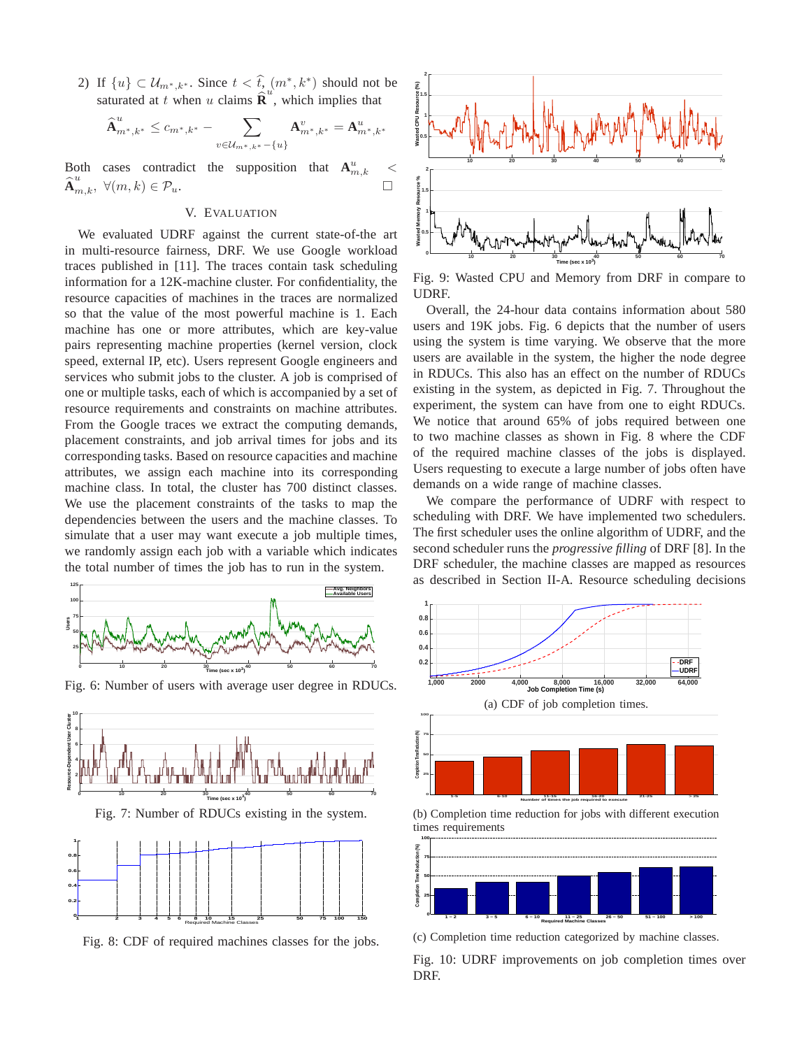2) If $\{u\} \subset \mathcal{U}_{m^*,k^*}$. Since $t < \widehat{t}$, $(m^*, k^*)$ should not be saturated at $t$ when $u$ claims $\widehat{\mathbf{R}}^u$, which implies that

$$\widehat{\mathbf{A}}^u_{m^*,k^*} \leq c_{m^*,k^*} - \sum_{v \in \mathcal{U}_{m^*,k^*} - \{u\}} \mathbf{A}^v_{m^*,k^*} = \mathbf{A}^u_{m^*,k^*}$$

Both cases contradict the supposition that $\mathbf{A}^u_{m,k} < \widehat{\mathbf{A}}^u_{m,k}, \ \forall (m,k) \in \mathcal{P}_u$. □

## V. Evaluation

We evaluated UDRF against the current state-of-the art in multi-resource fairness, DRF. We use Google workload traces published in [11]. The traces contain task scheduling information for a 12K-machine cluster. For confidentiality, the resource capacities of machines in the traces are normalized so that the value of the most powerful machine is 1. Each machine has one or more attributes, which are key-value pairs representing machine properties (kernel version, clock speed, external IP, etc). Users represent Google engineers and services who submit jobs to the cluster. A job is comprised of one or multiple tasks, each of which is accompanied by a set of resource requirements and constraints on machine attributes. From the Google traces we extract the computing demands, placement constraints, and job arrival times for jobs and its corresponding tasks. Based on resource capacities and machine attributes, we assign each machine into its corresponding machine class. In total, the cluster has 700 distinct classes. We use the placement constraints of the tasks to map the dependencies between the users and the machine classes. To simulate that a user may want execute a job multiple times, we randomly assign each job with a variable which indicates the total number of times the job has to run in the system.

Fig. 6: Number of users with average user degree in RDUCs.

Fig. 7: Number of RDUCs existing in the system.

Fig. 8: CDF of required machines classes for the jobs.

Fig. 9: Wasted CPU and Memory from DRF in compare to UDRF.

Overall, the 24-hour data contains information about 580 users and 19K jobs. Fig. 6 depicts that the number of users using the system is time varying. We observe that the more users are available in the system, the higher the node degree in RDUCs. This also has an effect on the number of RDUCs existing in the system, as depicted in Fig. 7. Throughout the experiment, the system can have from one to eight RDUCs. We notice that around 65% of jobs required between one to two machine classes as shown in Fig. 8 where the CDF of the required machine classes of the jobs is displayed. Users requesting to execute a large number of jobs often have demands on a wide range of machine classes.

We compare the performance of UDRF with respect to scheduling with DRF. We have implemented two schedulers. The first scheduler uses the online algorithm of UDRF, and the second scheduler runs the *progressive filling* of DRF [8]. In the DRF scheduler, the machine classes are mapped as resources as described in Section II-A. Resource scheduling decisions

(a) CDF of job completion times.

(b) Completion time reduction for jobs with different execution times requirements

(c) Completion time reduction categorized by machine classes.

Fig. 10: UDRF improvements on job completion times over DRF.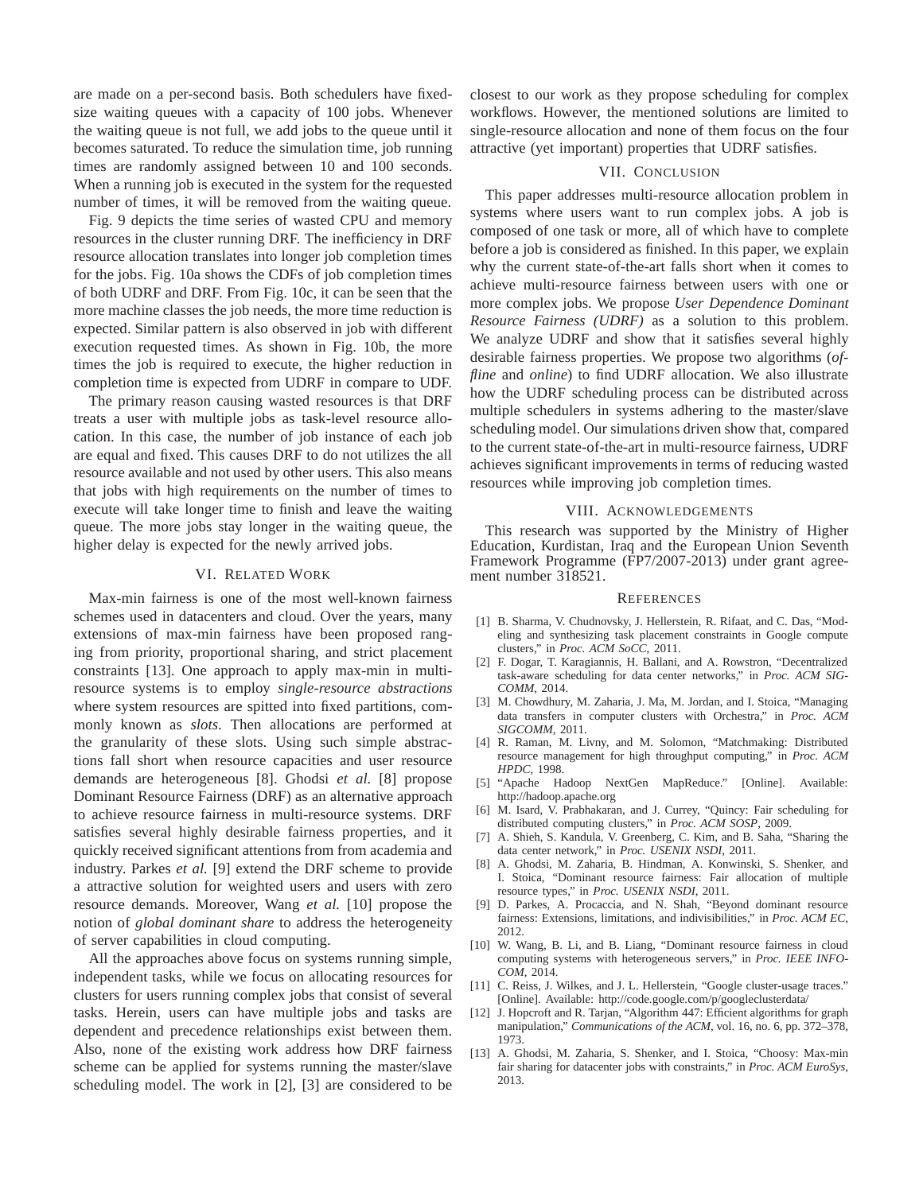are made on a per-second basis. Both schedulers have fixed-size waiting queues with a capacity of 100 jobs. Whenever the waiting queue is not full, we add jobs to the queue until it becomes saturated. To reduce the simulation time, job running times are randomly assigned between 10 and 100 seconds. When a running job is executed in the system for the requested number of times, it will be removed from the waiting queue.

Fig. 9 depicts the time series of wasted CPU and memory resources in the cluster running DRF. The inefficiency in DRF resource allocation translates into longer job completion times for the jobs. Fig. 10a shows the CDFs of job completion times of both UDRF and DRF. From Fig. 10c, it can be seen that the more machine classes the job needs, the more time reduction is expected. Similar pattern is also observed in job with different execution requested times. As shown in Fig. 10b, the more times the job is required to execute, the higher reduction in completion time is expected from UDRF in compare to UDF.

The primary reason causing wasted resources is that DRF treats a user with multiple jobs as task-level resource allocation. In this case, the number of job instance of each job are equal and fixed. This causes DRF to do not utilizes the all resource available and not used by other users. This also means that jobs with high requirements on the number of times to execute will take longer time to finish and leave the waiting queue. The more jobs stay longer in the waiting queue, the higher delay is expected for the newly arrived jobs.

## VI. Related Work

Max-min fairness is one of the most well-known fairness schemes used in datacenters and cloud. Over the years, many extensions of max-min fairness have been proposed ranging from priority, proportional sharing, and strict placement constraints [13]. One approach to apply max-min in multi-resource systems is to employ *single-resource abstractions* where system resources are spitted into fixed partitions, commonly known as *slots*. Then allocations are performed at the granularity of these slots. Using such simple abstractions fall short when resource capacities and user resource demands are heterogeneous [8]. Ghodsi *et al.* [8] propose Dominant Resource Fairness (DRF) as an alternative approach to achieve resource fairness in multi-resource systems. DRF satisfies several highly desirable fairness properties, and it quickly received significant attentions from from academia and industry. Parkes *et al.* [9] extend the DRF scheme to provide a attractive solution for weighted users and users with zero resource demands. Moreover, Wang *et al.* [10] propose the notion of *global dominant share* to address the heterogeneity of server capabilities in cloud computing.

All the approaches above focus on systems running simple, independent tasks, while we focus on allocating resources for clusters for users running complex jobs that consist of several tasks. Herein, users can have multiple jobs and tasks are dependent and precedence relationships exist between them. Also, none of the existing work address how DRF fairness scheme can be applied for systems running the master/slave scheduling model. The work in [2], [3] are considered to be closest to our work as they propose scheduling for complex workflows. However, the mentioned solutions are limited to single-resource allocation and none of them focus on the four attractive (yet important) properties that UDRF satisfies.

## VII. Conclusion

This paper addresses multi-resource allocation problem in systems where users want to run complex jobs. A job is composed of one task or more, all of which have to complete before a job is considered as finished. In this paper, we explain why the current state-of-the-art falls short when it comes to achieve multi-resource fairness between users with one or more complex jobs. We propose *User Dependence Dominant Resource Fairness (UDRF)* as a solution to this problem. We analyze UDRF and show that it satisfies several highly desirable fairness properties. We propose two algorithms (*offline* and *online*) to find UDRF allocation. We also illustrate how the UDRF scheduling process can be distributed across multiple schedulers in systems adhering to the master/slave scheduling model. Our simulations driven show that, compared to the current state-of-the-art in multi-resource fairness, UDRF achieves significant improvements in terms of reducing wasted resources while improving job completion times.

## VIII. Acknowledgements

This research was supported by the Ministry of Higher Education, Kurdistan, Iraq and the European Union Seventh Framework Programme (FP7/2007-2013) under grant agreement number 318521.

## References

[1] B. Sharma, V. Chudnovsky, J. Hellerstein, R. Rifaat, and C. Das, "Modeling and synthesizing task placement constraints in Google compute clusters," in *Proc. ACM SoCC*, 2011.

[2] F. Dogar, T. Karagiannis, H. Ballani, and A. Rowstron, "Decentralized task-aware scheduling for data center networks," in *Proc. ACM SIGCOMM*, 2014.

[3] M. Chowdhury, M. Zaharia, J. Ma, M. Jordan, and I. Stoica, "Managing data transfers in computer clusters with Orchestra," in *Proc. ACM SIGCOMM*, 2011.

[4] R. Raman, M. Livny, and M. Solomon, "Matchmaking: Distributed resource management for high throughput computing," in *Proc. ACM HPDC*, 1998.

[5] "Apache Hadoop NextGen MapReduce." [Online]. Available: http://hadoop.apache.org

[6] M. Isard, V. Prabhakaran, and J. Currey, "Quincy: Fair scheduling for distributed computing clusters," in *Proc. ACM SOSP*, 2009.

[7] A. Shieh, S. Kandula, V. Greenberg, C. Kim, and B. Saha, "Sharing the data center network," in *Proc. USENIX NSDI*, 2011.

[8] A. Ghodsi, M. Zaharia, B. Hindman, A. Konwinski, S. Shenker, and I. Stoica, "Dominant resource fairness: Fair allocation of multiple resource types," in *Proc. USENIX NSDI*, 2011.

[9] D. Parkes, A. Procaccia, and N. Shah, "Beyond dominant resource fairness: Extensions, limitations, and indivisibilities," in *Proc. ACM EC*, 2012.

[10] W. Wang, B. Li, and B. Liang, "Dominant resource fairness in cloud computing systems with heterogeneous servers," in *Proc. IEEE INFOCOM*, 2014.

[11] C. Reiss, J. Wilkes, and J. L. Hellerstein, "Google cluster-usage traces." [Online]. Available: http://code.google.com/p/googleclusterdata/

[12] J. Hopcroft and R. Tarjan, "Algorithm 447: Efficient algorithms for graph manipulation," *Communications of the ACM*, vol. 16, no. 6, pp. 372–378, 1973.

[13] A. Ghodsi, M. Zaharia, S. Shenker, and I. Stoica, "Choosy: Max-min fair sharing for datacenter jobs with constraints," in *Proc. ACM EuroSys*, 2013.